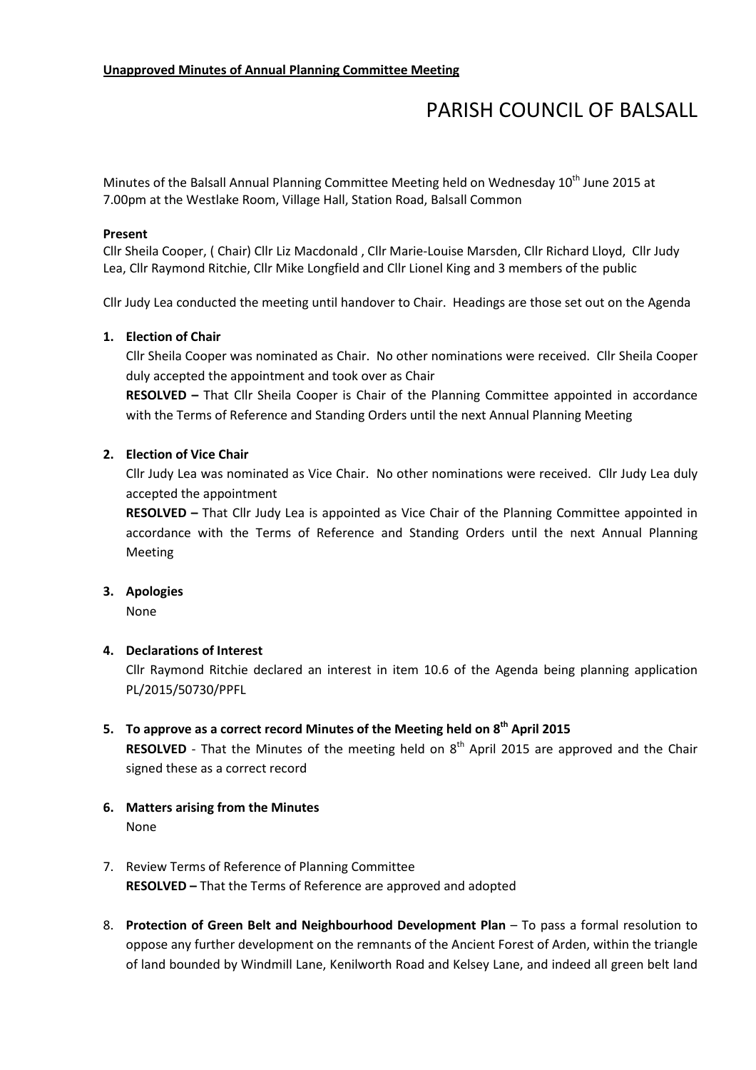**Unapproved Minutes of Annual Planning Committee Meeting**

# PARISH COUNCIL OF BALSALL

Minutes of the Balsall Annual Planning Committee Meeting held on Wednesday 10th June 2015 at 7.00pm at the Westlake Room, Village Hall, Station Road, Balsall Common

**Present**

Cllr Sheila Cooper, ( Chair) Cllr Liz Macdonald , Cllr Marie-Louise Marsden, Cllr Richard Lloyd, Cllr Judy Lea, Cllr Raymond Ritchie, Cllr Mike Longfield and Cllr Lionel King and 3 members of the public

Cllr Judy Lea conducted the meeting until handover to Chair. Headings are those set out on the Agenda

1. **Election of Chair**

   Cllr Sheila Cooper was nominated as Chair. No other nominations were received. Cllr Sheila Cooper duly accepted the appointment and took over as Chair

   **RESOLVED –** That Cllr Sheila Cooper is Chair of the Planning Committee appointed in accordance with the Terms of Reference and Standing Orders until the next Annual Planning Meeting

2. **Election of Vice Chair**

   Cllr Judy Lea was nominated as Vice Chair. No other nominations were received. Cllr Judy Lea duly accepted the appointment

   **RESOLVED –** That Cllr Judy Lea is appointed as Vice Chair of the Planning Committee appointed in accordance with the Terms of Reference and Standing Orders until the next Annual Planning Meeting

3. **Apologies**

   None

4. **Declarations of Interest**

   Cllr Raymond Ritchie declared an interest in item 10.6 of the Agenda being planning application PL/2015/50730/PPFL

5. **To approve as a correct record Minutes of the Meeting held on 8th April 2015**

   **RESOLVED** - That the Minutes of the meeting held on 8th April 2015 are approved and the Chair signed these as a correct record

6. **Matters arising from the Minutes**

   None

7. Review Terms of Reference of Planning Committee

   **RESOLVED –** That the Terms of Reference are approved and adopted

8. **Protection of Green Belt and Neighbourhood Development Plan** – To pass a formal resolution to oppose any further development on the remnants of the Ancient Forest of Arden, within the triangle of land bounded by Windmill Lane, Kenilworth Road and Kelsey Lane, and indeed all green belt land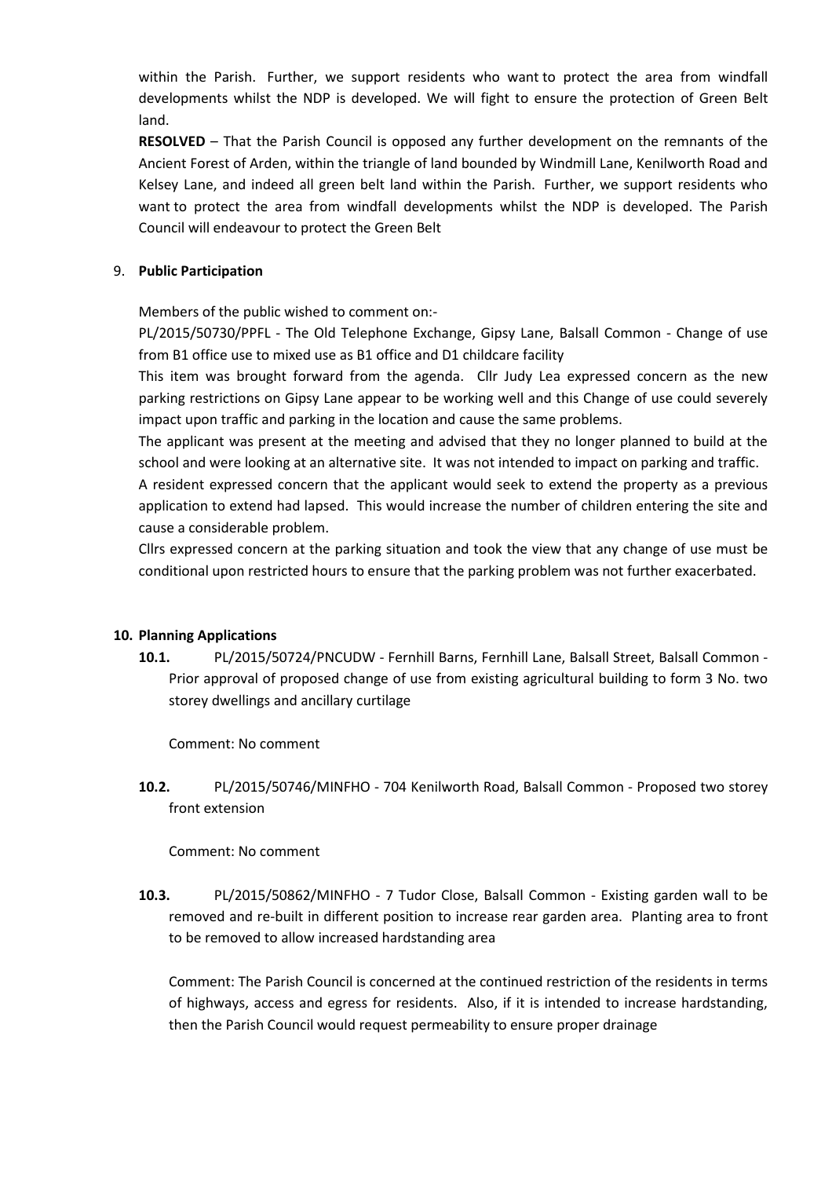within the Parish. Further, we support residents who want to protect the area from windfall developments whilst the NDP is developed. We will fight to ensure the protection of Green Belt land.

**RESOLVED** – That the Parish Council is opposed any further development on the remnants of the Ancient Forest of Arden, within the triangle of land bounded by Windmill Lane, Kenilworth Road and Kelsey Lane, and indeed all green belt land within the Parish. Further, we support residents who want to protect the area from windfall developments whilst the NDP is developed. The Parish Council will endeavour to protect the Green Belt

9. **Public Participation**

Members of the public wished to comment on:-

PL/2015/50730/PPFL - The Old Telephone Exchange, Gipsy Lane, Balsall Common - Change of use from B1 office use to mixed use as B1 office and D1 childcare facility

This item was brought forward from the agenda. Cllr Judy Lea expressed concern as the new parking restrictions on Gipsy Lane appear to be working well and this Change of use could severely impact upon traffic and parking in the location and cause the same problems.

The applicant was present at the meeting and advised that they no longer planned to build at the school and were looking at an alternative site. It was not intended to impact on parking and traffic.

A resident expressed concern that the applicant would seek to extend the property as a previous application to extend had lapsed. This would increase the number of children entering the site and cause a considerable problem.

Cllrs expressed concern at the parking situation and took the view that any change of use must be conditional upon restricted hours to ensure that the parking problem was not further exacerbated.

**10. Planning Applications**

**10.1.** PL/2015/50724/PNCUDW - Fernhill Barns, Fernhill Lane, Balsall Street, Balsall Common - Prior approval of proposed change of use from existing agricultural building to form 3 No. two storey dwellings and ancillary curtilage

Comment: No comment

**10.2.** PL/2015/50746/MINFHO - 704 Kenilworth Road, Balsall Common - Proposed two storey front extension

Comment: No comment

**10.3.** PL/2015/50862/MINFHO - 7 Tudor Close, Balsall Common - Existing garden wall to be removed and re-built in different position to increase rear garden area. Planting area to front to be removed to allow increased hardstanding area

Comment: The Parish Council is concerned at the continued restriction of the residents in terms of highways, access and egress for residents. Also, if it is intended to increase hardstanding, then the Parish Council would request permeability to ensure proper drainage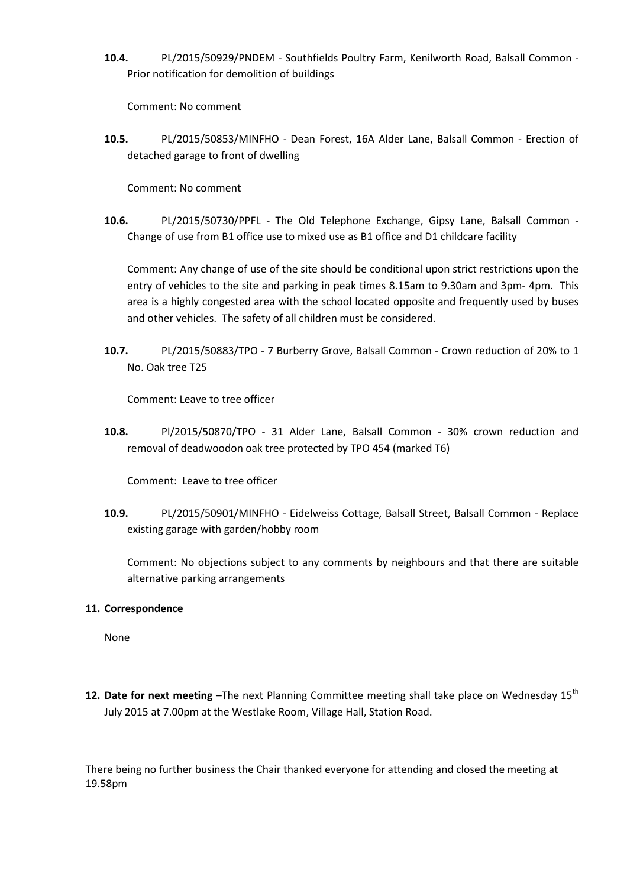**10.4.** PL/2015/50929/PNDEM - Southfields Poultry Farm, Kenilworth Road, Balsall Common - Prior notification for demolition of buildings

Comment: No comment

**10.5.** PL/2015/50853/MINFHO - Dean Forest, 16A Alder Lane, Balsall Common - Erection of detached garage to front of dwelling

Comment: No comment

**10.6.** PL/2015/50730/PPFL - The Old Telephone Exchange, Gipsy Lane, Balsall Common - Change of use from B1 office use to mixed use as B1 office and D1 childcare facility

Comment: Any change of use of the site should be conditional upon strict restrictions upon the entry of vehicles to the site and parking in peak times 8.15am to 9.30am and 3pm- 4pm. This area is a highly congested area with the school located opposite and frequently used by buses and other vehicles. The safety of all children must be considered.

**10.7.** PL/2015/50883/TPO - 7 Burberry Grove, Balsall Common - Crown reduction of 20% to 1 No. Oak tree T25

Comment: Leave to tree officer

**10.8.** Pl/2015/50870/TPO - 31 Alder Lane, Balsall Common - 30% crown reduction and removal of deadwoodon oak tree protected by TPO 454 (marked T6)

Comment: Leave to tree officer

**10.9.** PL/2015/50901/MINFHO - Eidelweiss Cottage, Balsall Street, Balsall Common - Replace existing garage with garden/hobby room

Comment: No objections subject to any comments by neighbours and that there are suitable alternative parking arrangements

**11. Correspondence**

None

**12. Date for next meeting** –The next Planning Committee meeting shall take place on Wednesday 15th July 2015 at 7.00pm at the Westlake Room, Village Hall, Station Road.

There being no further business the Chair thanked everyone for attending and closed the meeting at 19.58pm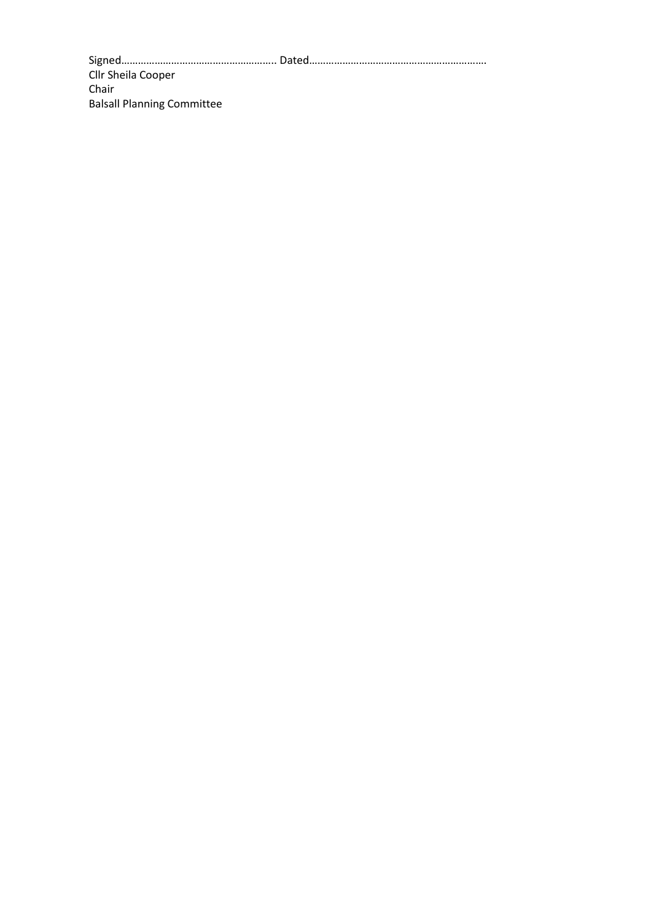Signed……………………………………………….. Dated………………………………………………………

Cllr Sheila Cooper
Chair
Balsall Planning Committee